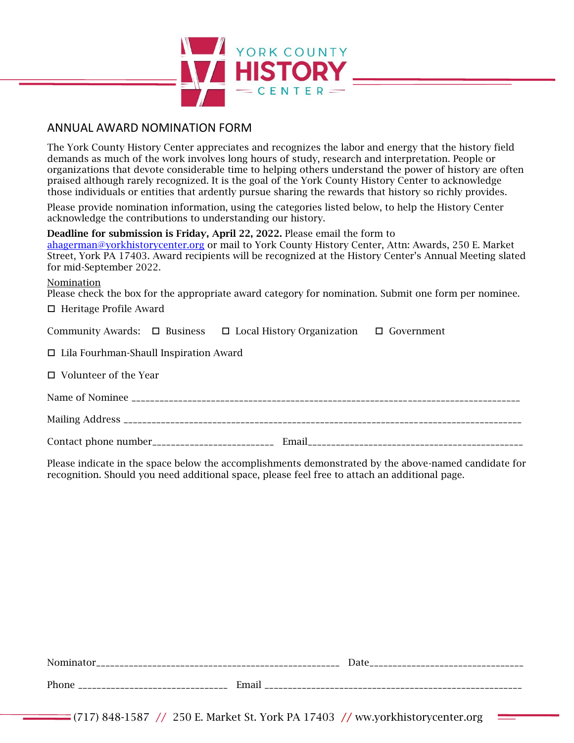YORK COUNTY
# HISTORY
CENTER

## ANNUAL AWARD NOMINATION FORM

The York County History Center appreciates and recognizes the labor and energy that the history field demands as much of the work involves long hours of study, research and interpretation. People or organizations that devote considerable time to helping others understand the power of history are often praised although rarely recognized. It is the goal of the York County History Center to acknowledge those individuals or entities that ardently pursue sharing the rewards that history so richly provides.

Please provide nomination information, using the categories listed below, to help the History Center acknowledge the contributions to understanding our history.

**Deadline for submission is Friday, April 22, 2022.** Please email the form to ahagerman@yorkhistorycenter.org or mail to York County History Center, Attn: Awards, 250 E. Market Street, York PA 17403. Award recipients will be recognized at the History Center's Annual Meeting slated for mid-September 2022.

Nomination
Please check the box for the appropriate award category for nomination. Submit one form per nominee.

☐ Heritage Profile Award

Community Awards: ☐ Business ☐ Local History Organization ☐ Government

☐ Lila Fourhman-Shaull Inspiration Award

☐ Volunteer of the Year

Name of Nominee ________________________________________________________________________________

Mailing Address _________________________________________________________________________________

Contact phone number_________________________ Email_____________________________________________

Please indicate in the space below the accomplishments demonstrated by the above-named candidate for recognition. Should you need additional space, please feel free to attach an additional page.

Nominator__________________________________________________ Date________________________________

Phone _______________________________ Email ______________________________________________________

(717) 848-1587 // 250 E. Market St. York PA 17403 // ww.yorkhistorycenter.org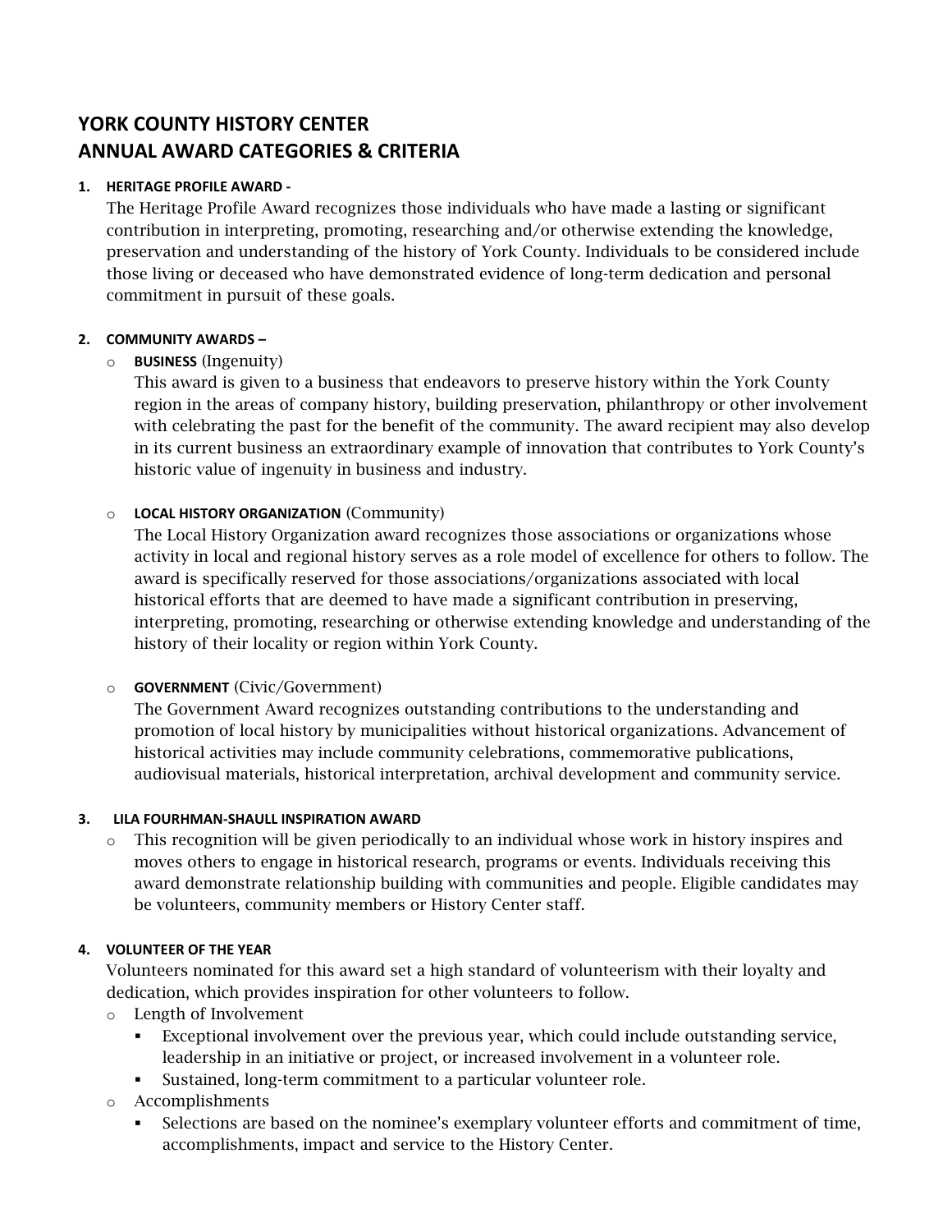# YORK COUNTY HISTORY CENTER
# ANNUAL AWARD CATEGORIES & CRITERIA

1. **HERITAGE PROFILE AWARD -**
   The Heritage Profile Award recognizes those individuals who have made a lasting or significant contribution in interpreting, promoting, researching and/or otherwise extending the knowledge, preservation and understanding of the history of York County. Individuals to be considered include those living or deceased who have demonstrated evidence of long-term dedication and personal commitment in pursuit of these goals.

2. **COMMUNITY AWARDS –**
   - **BUSINESS** (Ingenuity)
     This award is given to a business that endeavors to preserve history within the York County region in the areas of company history, building preservation, philanthropy or other involvement with celebrating the past for the benefit of the community. The award recipient may also develop in its current business an extraordinary example of innovation that contributes to York County's historic value of ingenuity in business and industry.

   - **LOCAL HISTORY ORGANIZATION** (Community)
     The Local History Organization award recognizes those associations or organizations whose activity in local and regional history serves as a role model of excellence for others to follow. The award is specifically reserved for those associations/organizations associated with local historical efforts that are deemed to have made a significant contribution in preserving, interpreting, promoting, researching or otherwise extending knowledge and understanding of the history of their locality or region within York County.

   - **GOVERNMENT** (Civic/Government)
     The Government Award recognizes outstanding contributions to the understanding and promotion of local history by municipalities without historical organizations. Advancement of historical activities may include community celebrations, commemorative publications, audiovisual materials, historical interpretation, archival development and community service.

3. **LILA FOURHMAN-SHAULL INSPIRATION AWARD**
   - This recognition will be given periodically to an individual whose work in history inspires and moves others to engage in historical research, programs or events. Individuals receiving this award demonstrate relationship building with communities and people. Eligible candidates may be volunteers, community members or History Center staff.

4. **VOLUNTEER OF THE YEAR**
   Volunteers nominated for this award set a high standard of volunteerism with their loyalty and dedication, which provides inspiration for other volunteers to follow.
   - Length of Involvement
     - Exceptional involvement over the previous year, which could include outstanding service, leadership in an initiative or project, or increased involvement in a volunteer role.
     - Sustained, long-term commitment to a particular volunteer role.
   - Accomplishments
     - Selections are based on the nominee's exemplary volunteer efforts and commitment of time, accomplishments, impact and service to the History Center.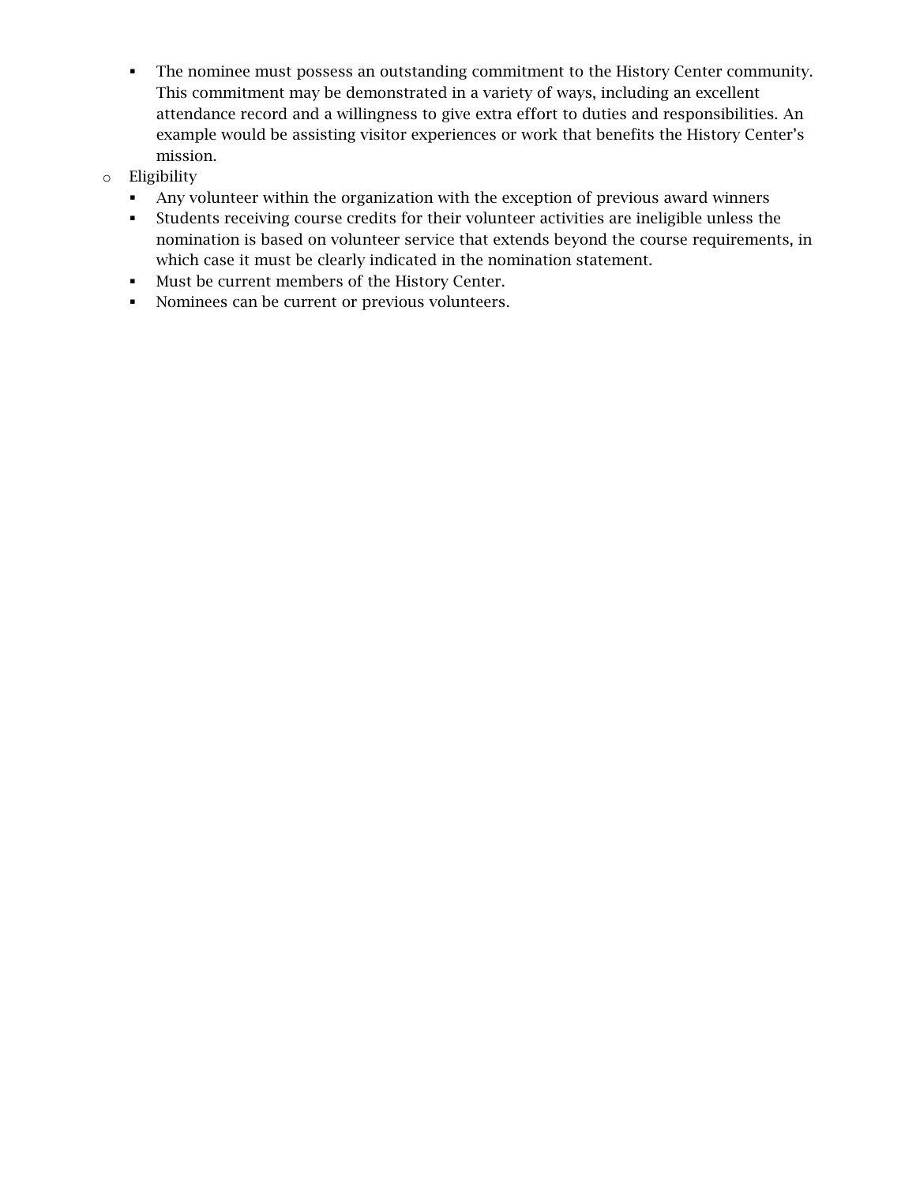- The nominee must possess an outstanding commitment to the History Center community. This commitment may be demonstrated in a variety of ways, including an excellent attendance record and a willingness to give extra effort to duties and responsibilities. An example would be assisting visitor experiences or work that benefits the History Center's mission.
  - Eligibility
    - Any volunteer within the organization with the exception of previous award winners
    - Students receiving course credits for their volunteer activities are ineligible unless the nomination is based on volunteer service that extends beyond the course requirements, in which case it must be clearly indicated in the nomination statement.
    - Must be current members of the History Center.
    - Nominees can be current or previous volunteers.